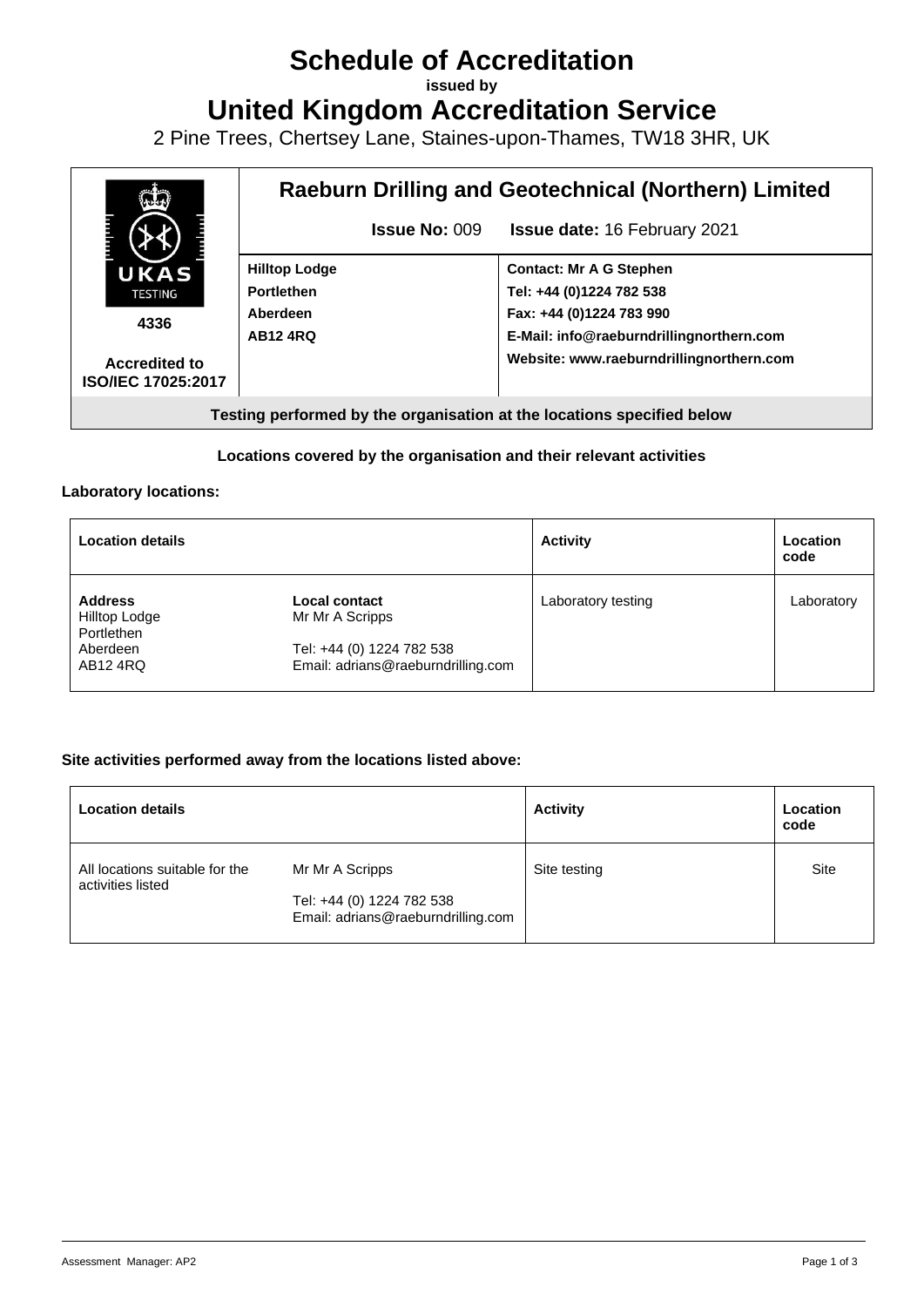# Schedule of Accreditation

**issued by**

# United Kingdom Accreditation Service

2 Pine Trees, Chertsey Lane, Staines-upon-Thames, TW18 3HR, UK

| UKAS TESTING 4336 Accredited to ISO/IEC 17025:2017 | **Raeburn Drilling and Geotechnical (Northern) Limited** | |
|---|---|---|
| | **Issue No:** 009 | **Issue date:** 16 February 2021 |
| | **Hilltop Lodge**<br>**Portlethen**<br>**Aberdeen**<br>**AB12 4RQ** | **Contact: Mr A G Stephen**<br>**Tel: +44 (0)1224 782 538**<br>**Fax: +44 (0)1224 783 990**<br>**E-Mail: info@raeburndrillingnorthern.com**<br>**Website: www.raeburndrillingnorthern.com** |

**Testing performed by the organisation at the locations specified below**

**Locations covered by the organisation and their relevant activities**

**Laboratory locations:**

| Location details | | Activity | Location code |
|---|---|---|---|
| **Address**<br>Hilltop Lodge<br>Portlethen<br>Aberdeen<br>AB12 4RQ | **Local contact**<br>Mr Mr A Scripps<br><br>Tel: +44 (0) 1224 782 538<br>Email: adrians@raeburndrilling.com | Laboratory testing | Laboratory |

**Site activities performed away from the locations listed above:**

| Location details | | Activity | Location code |
|---|---|---|---|
| All locations suitable for the activities listed | Mr Mr A Scripps<br><br>Tel: +44 (0) 1224 782 538<br>Email: adrians@raeburndrilling.com | Site testing | Site |

Assessment Manager: AP2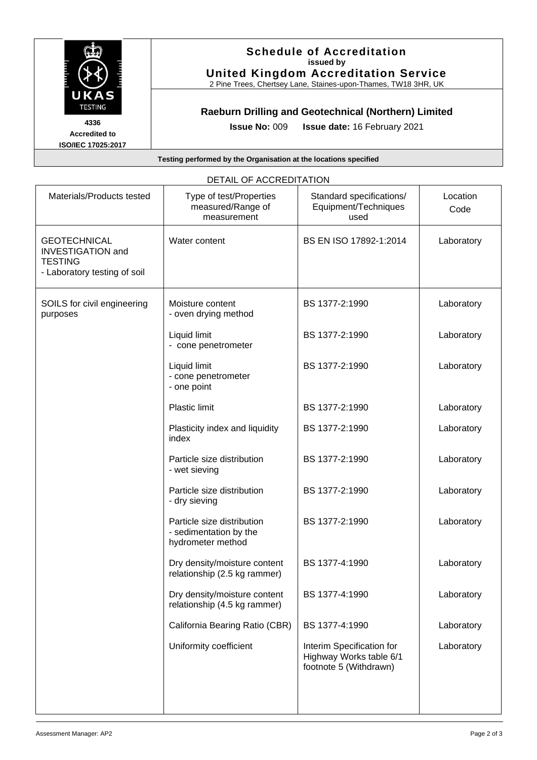**Schedule of Accreditation**
**issued by**
**United Kingdom Accreditation Service**
2 Pine Trees, Chertsey Lane, Staines-upon-Thames, TW18 3HR, UK

**4336**
**Accredited to**
**ISO/IEC 17025:2017**

## Raeburn Drilling and Geotechnical (Northern) Limited

**Issue No:** 009 **Issue date:** 16 February 2021

**Testing performed by the Organisation at the locations specified**

DETAIL OF ACCREDITATION

| Materials/Products tested | Type of test/Properties measured/Range of measurement | Standard specifications/ Equipment/Techniques used | Location Code |
|---|---|---|---|
| GEOTECHNICAL INVESTIGATION and TESTING - Laboratory testing of soil | Water content | BS EN ISO 17892-1:2014 | Laboratory |
| SOILS for civil engineering purposes | Moisture content - oven drying method | BS 1377-2:1990 | Laboratory |
| | Liquid limit - cone penetrometer | BS 1377-2:1990 | Laboratory |
| | Liquid limit - cone penetrometer - one point | BS 1377-2:1990 | Laboratory |
| | Plastic limit | BS 1377-2:1990 | Laboratory |
| | Plasticity index and liquidity index | BS 1377-2:1990 | Laboratory |
| | Particle size distribution - wet sieving | BS 1377-2:1990 | Laboratory |
| | Particle size distribution - dry sieving | BS 1377-2:1990 | Laboratory |
| | Particle size distribution - sedimentation by the hydrometer method | BS 1377-2:1990 | Laboratory |
| | Dry density/moisture content relationship (2.5 kg rammer) | BS 1377-4:1990 | Laboratory |
| | Dry density/moisture content relationship (4.5 kg rammer) | BS 1377-4:1990 | Laboratory |
| | California Bearing Ratio (CBR) | BS 1377-4:1990 | Laboratory |
| | Uniformity coefficient | Interim Specification for Highway Works table 6/1 footnote 5 (Withdrawn) | Laboratory |

Assessment Manager: AP2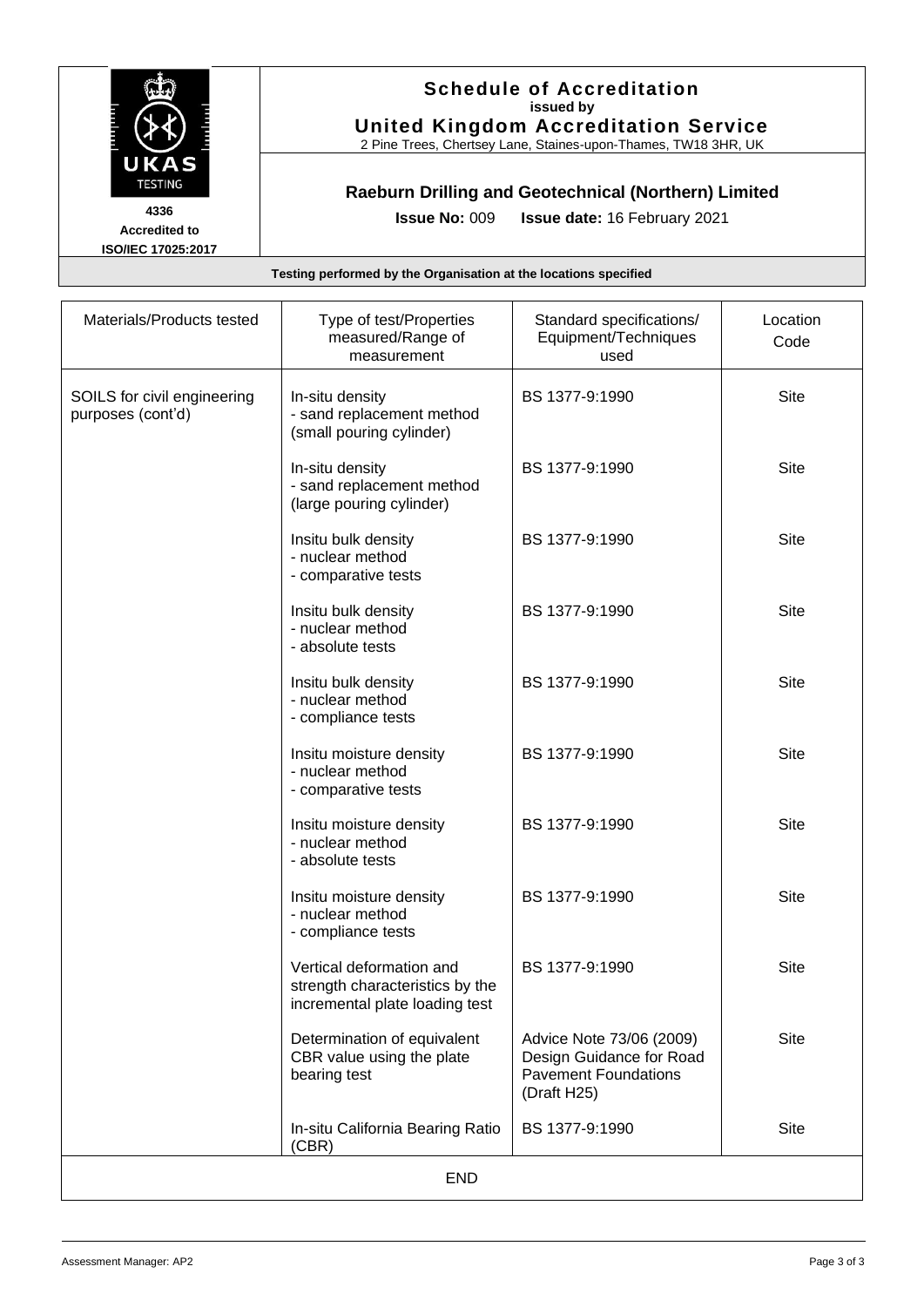**Schedule of Accreditation**
**issued by**
**United Kingdom Accreditation Service**
2 Pine Trees, Chertsey Lane, Staines-upon-Thames, TW18 3HR, UK

UKAS TESTING

**4336**
**Accredited to**
**ISO/IEC 17025:2017**

## Raeburn Drilling and Geotechnical (Northern) Limited

**Issue No:** 009 **Issue date:** 16 February 2021

**Testing performed by the Organisation at the locations specified**

| Materials/Products tested | Type of test/Properties measured/Range of measurement | Standard specifications/ Equipment/Techniques used | Location Code |
|---|---|---|---|
| SOILS for civil engineering purposes (cont'd) | In-situ density - sand replacement method (small pouring cylinder) | BS 1377-9:1990 | Site |
| | In-situ density - sand replacement method (large pouring cylinder) | BS 1377-9:1990 | Site |
| | Insitu bulk density - nuclear method - comparative tests | BS 1377-9:1990 | Site |
| | Insitu bulk density - nuclear method - absolute tests | BS 1377-9:1990 | Site |
| | Insitu bulk density - nuclear method - compliance tests | BS 1377-9:1990 | Site |
| | Insitu moisture density - nuclear method - comparative tests | BS 1377-9:1990 | Site |
| | Insitu moisture density - nuclear method - absolute tests | BS 1377-9:1990 | Site |
| | Insitu moisture density - nuclear method - compliance tests | BS 1377-9:1990 | Site |
| | Vertical deformation and strength characteristics by the incremental plate loading test | BS 1377-9:1990 | Site |
| | Determination of equivalent CBR value using the plate bearing test | Advice Note 73/06 (2009) Design Guidance for Road Pavement Foundations (Draft H25) | Site |
| | In-situ California Bearing Ratio (CBR) | BS 1377-9:1990 | Site |

END

Assessment Manager: AP2